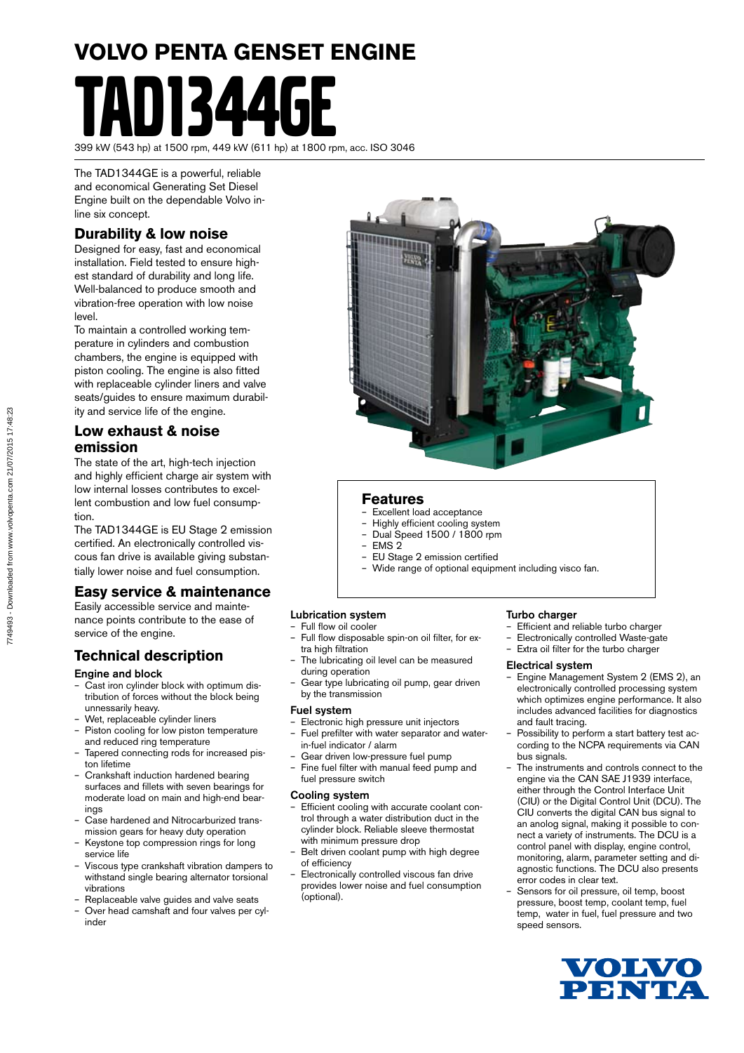# VOLVO PENTA GENSET ENGINE

# TAD1344GE

399 kW (543 hp) at 1500 rpm, 449 kW (611 hp) at 1800 rpm, acc. ISO 3046

The TAD1344GE is a powerful, reliable and economical Generating Set Diesel Engine built on the dependable Volvo in-line six concept.

## Durability & low noise

Designed for easy, fast and economical installation. Field tested to ensure highest standard of durability and long life. Well-balanced to produce smooth and vibration-free operation with low noise level.

To maintain a controlled working temperature in cylinders and combustion chambers, the engine is equipped with piston cooling. The engine is also fitted with replaceable cylinder liners and valve seats/guides to ensure maximum durability and service life of the engine.

## Low exhaust & noise emission

The state of the art, high-tech injection and highly efficient charge air system with low internal losses contributes to excellent combustion and low fuel consumption.

The TAD1344GE is EU Stage 2 emission certified. An electronically controlled viscous fan drive is available giving substantially lower noise and fuel consumption.

## Easy service & maintenance

Easily accessible service and maintenance points contribute to the ease of service of the engine.

## Features

- Excellent load acceptance
- Highly efficient cooling system
- Dual Speed 1500 / 1800 rpm
- EMS 2
- EU Stage 2 emission certified
- Wide range of optional equipment including visco fan.

## Technical description

### Engine and block

- Cast iron cylinder block with optimum distribution of forces without the block being unnessarily heavy.
- Wet, replaceable cylinder liners
- Piston cooling for low piston temperature and reduced ring temperature
- Tapered connecting rods for increased piston lifetime
- Crankshaft induction hardened bearing surfaces and fillets with seven bearings for moderate load on main and high-end bearings
- Case hardened and Nitrocarburized transmission gears for heavy duty operation
- Keystone top compression rings for long service life
- Viscous type crankshaft vibration dampers to withstand single bearing alternator torsional vibrations
- Replaceable valve guides and valve seats
- Over head camshaft and four valves per cylinder

### Lubrication system

- Full flow oil cooler
- Full flow disposable spin-on oil filter, for extra high filtration
- The lubricating oil level can be measured during operation
- Gear type lubricating oil pump, gear driven by the transmission

### Fuel system

- Electronic high pressure unit injectors
- Fuel prefilter with water separator and water-in-fuel indicator / alarm
- Gear driven low-pressure fuel pump
- Fine fuel filter with manual feed pump and fuel pressure switch

### Cooling system

- Efficient cooling with accurate coolant control through a water distribution duct in the cylinder block. Reliable sleeve thermostat with minimum pressure drop
- Belt driven coolant pump with high degree of efficiency
- Electronically controlled viscous fan drive provides lower noise and fuel consumption (optional).

### Turbo charger

- Efficient and reliable turbo charger
- Electronically controlled Waste-gate
- Extra oil filter for the turbo charger

### Electrical system

- Engine Management System 2 (EMS 2), an electronically controlled processing system which optimizes engine performance. It also includes advanced facilities for diagnostics and fault tracing.
- Possibility to perform a start battery test according to the NCPA requirements via CAN bus signals.
- The instruments and controls connect to the engine via the CAN SAE J1939 interface, either through the Control Interface Unit (CIU) or the Digital Control Unit (DCU). The CIU converts the digital CAN bus signal to an anolog signal, making it possible to connect a variety of instruments. The DCU is a control panel with display, engine control, monitoring, alarm, parameter setting and diagnostic functions. The DCU also presents error codes in clear text.
- Sensors for oil pressure, oil temp, boost pressure, boost temp, coolant temp, fuel temp, water in fuel, fuel pressure and two speed sensors.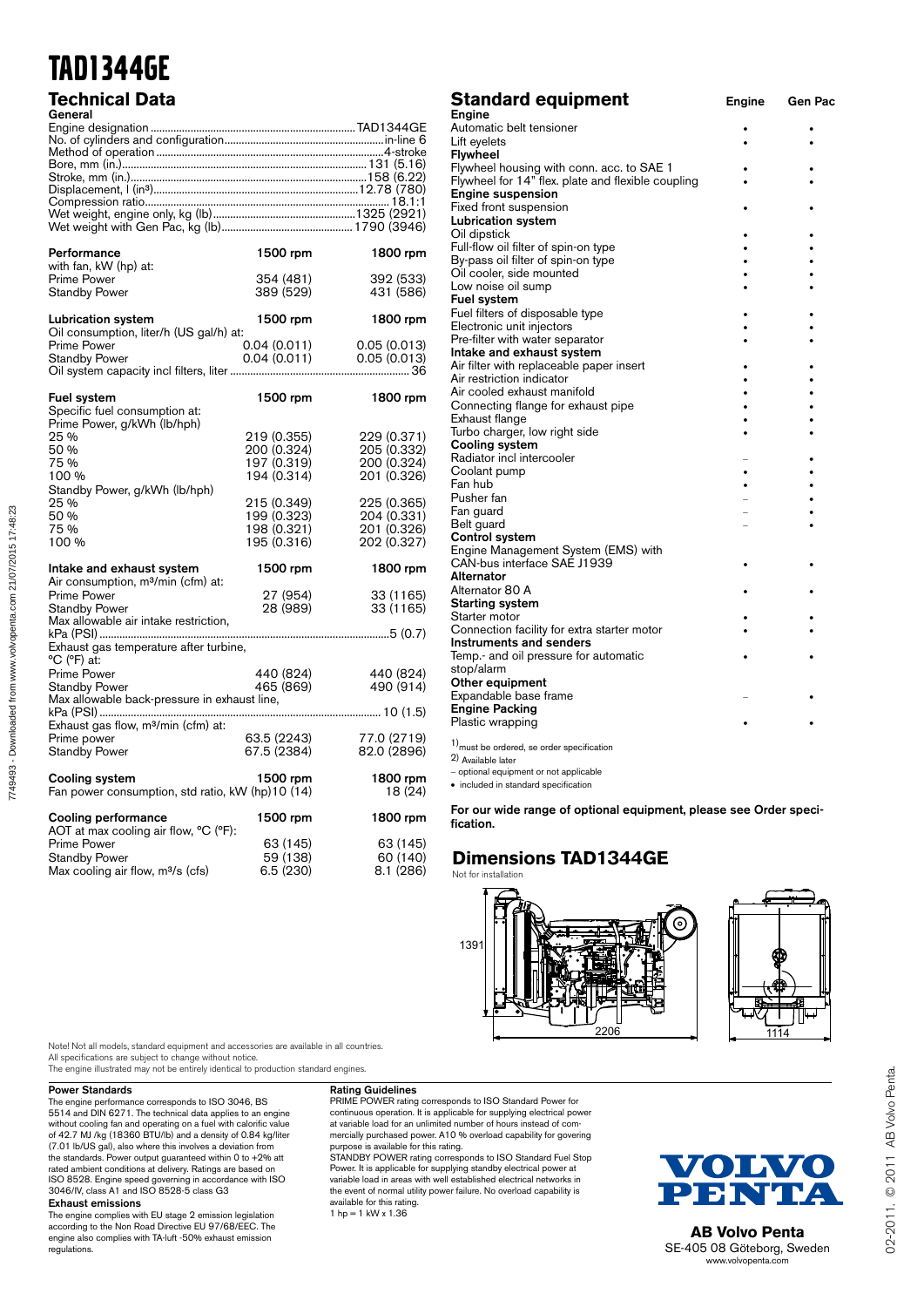# TAD1344GE

## Technical Data

### General

| | |
|---|---|
| Engine designation | TAD1344GE |
| No. of cylinders and configuration | in-line 6 |
| Method of operation | 4-stroke |
| Bore, mm (in.) | 131 (5.16) |
| Stroke, mm (in.) | 158 (6.22) |
| Displacement, l (in³) | 12.78 (780) |
| Compression ratio | 18.1:1 |
| Wet weight, engine only, kg (lb) | 1325 (2921) |
| Wet weight with Gen Pac, kg (lb) | 1790 (3946) |

| Performance | 1500 rpm | 1800 rpm |
|---|---|---|
| with fan, kW (hp) at: | | |
| Prime Power | 354 (481) | 392 (533) |
| Standby Power | 389 (529) | 431 (586) |

| Lubrication system | 1500 rpm | 1800 rpm |
|---|---|---|
| Oil consumption, liter/h (US gal/h) at: | | |
| Prime Power | 0.04 (0.011) | 0.05 (0.013) |
| Standby Power | 0.04 (0.011) | 0.05 (0.013) |
| Oil system capacity incl filters, liter | | 36 |

| Fuel system | 1500 rpm | 1800 rpm |
|---|---|---|
| Specific fuel consumption at: | | |
| Prime Power, g/kWh (lb/hph) | | |
| 25 % | 219 (0.355) | 229 (0.371) |
| 50 % | 200 (0.324) | 205 (0.332) |
| 75 % | 197 (0.319) | 200 (0.324) |
| 100 % | 194 (0.314) | 201 (0.326) |
| Standby Power, g/kWh (lb/hph) | | |
| 25 % | 215 (0.349) | 225 (0.365) |
| 50 % | 199 (0.323) | 204 (0.331) |
| 75 % | 198 (0.321) | 201 (0.326) |
| 100 % | 195 (0.316) | 202 (0.327) |

| Intake and exhaust system | 1500 rpm | 1800 rpm |
|---|---|---|
| Air consumption, m³/min (cfm) at: | | |
| Prime Power | 27 (954) | 33 (1165) |
| Standby Power | 28 (989) | 33 (1165) |
| Max allowable air intake restriction, kPa (PSI) | | 5 (0.7) |
| Exhaust gas temperature after turbine, °C (°F) at: | | |
| Prime Power | 440 (824) | 440 (824) |
| Standby Power | 465 (869) | 490 (914) |
| Max allowable back-pressure in exhaust line, kPa (PSI) | | 10 (1.5) |
| Exhaust gas flow, m³/min (cfm) at: | | |
| Prime power | 63.5 (2243) | 77.0 (2719) |
| Standby Power | 67.5 (2384) | 82.0 (2896) |

| Cooling system | 1500 rpm | 1800 rpm |
|---|---|---|
| Fan power consumption, std ratio, kW (hp) | 10 (14) | 18 (24) |

| Cooling performance | 1500 rpm | 1800 rpm |
|---|---|---|
| AOT at max cooling air flow, °C (°F): | | |
| Prime Power | 63 (145) | 63 (145) |
| Standby Power | 59 (138) | 60 (140) |
| Max cooling air flow, m³/s (cfs) | 6.5 (230) | 8.1 (286) |

## Standard equipment

| | Engine | Gen Pac |
|---|---|---|
| **Engine** | | |
| Automatic belt tensioner | • | • |
| Lift eyelets | • | • |
| **Flywheel** | | |
| Flywheel housing with conn. acc. to SAE 1 | • | • |
| Flywheel for 14" flex. plate and flexible coupling | • | • |
| **Engine suspension** | | |
| Fixed front suspension | • | • |
| **Lubrication system** | | |
| Oil dipstick | • | • |
| Full-flow oil filter of spin-on type | • | • |
| By-pass oil filter of spin-on type | • | • |
| Oil cooler, side mounted | • | • |
| Low noise oil sump | • | • |
| **Fuel system** | | |
| Fuel filters of disposable type | • | • |
| Electronic unit injectors | • | • |
| Pre-filter with water separator | • | • |
| **Intake and exhaust system** | | |
| Air filter with replaceable paper insert | • | • |
| Air restriction indicator | • | • |
| Air cooled exhaust manifold | • | • |
| Connecting flange for exhaust pipe | • | • |
| Exhaust flange | • | • |
| Turbo charger, low right side | • | • |
| **Cooling system** | | |
| Radiator incl intercooler | – | • |
| Coolant pump | • | • |
| Fan hub | • | • |
| Pusher fan | – | • |
| Fan guard | – | • |
| Belt guard | – | • |
| **Control system** | | |
| Engine Management System (EMS) with CAN-bus interface SAE J1939 | • | • |
| **Alternator** | | |
| Alternator 80 A | • | • |
| **Starting system** | | |
| Starter motor | • | • |
| Connection facility for extra starter motor | • | • |
| **Instruments and senders** | | |
| Temp.- and oil pressure for automatic stop/alarm | • | • |
| **Other equipment** | | |
| Expandable base frame | – | • |
| **Engine Packing** | | |
| Plastic wrapping | • | • |

1) must be ordered, se order specification
2) Available later
– optional equipment or not applicable
• included in standard specification

**For our wide range of optional equipment, please see Order specification.**

## Dimensions TAD1344GE

Not for installation

1391
2206
1114

Note! Not all models, standard equipment and accessories are available in all countries.
All specifications are subject to change without notice.
The engine illustrated may not be entirely identical to production standard engines.

### Power Standards

The engine performance corresponds to ISO 3046, BS 5514 and DIN 6271. The technical data applies to an engine without cooling fan and operating on a fuel with calorific value of 42.7 MJ /kg (18360 BTU/lb) and a density of 0.84 kg/liter (7.01 lb/US gal), also where this involves a deviation from the standards. Power output guaranteed within 0 to +2% att rated ambient conditions at delivery. Ratings are based on ISO 8528. Engine speed governing in accordance with ISO 3046/IV, class A1 and ISO 8528-5 class G3

### Exhaust emissions

The engine complies with EU stage 2 emission legislation according to the Non Road Directive EU 97/68/EEC. The engine also complies with TA-luft -50% exhaust emission regulations.

### Rating Guidelines

PRIME POWER rating corresponds to ISO Standard Power for continuous operation. It is applicable for supplying electrical power at variable load for an unlimited number of hours instead of commercially purchased power. A10 % overload capability for governing purpose is available for this rating.
STANDBY POWER rating corresponds to ISO Standard Fuel Stop Power. It is applicable for supplying standby electrical power at variable load in areas with well established electrical networks in the event of normal utility power failure. No overload capability is available for this rating.
1 hp = 1 kW x 1.36

VOLVO PENTA

**AB Volvo Penta**
SE-405 08 Göteborg, Sweden
www.volvopenta.com

7749493 - Downloaded from www.volvopenta.com 21/07/2015 17:48:23

02-2011. © 2011 AB Volvo Penta.